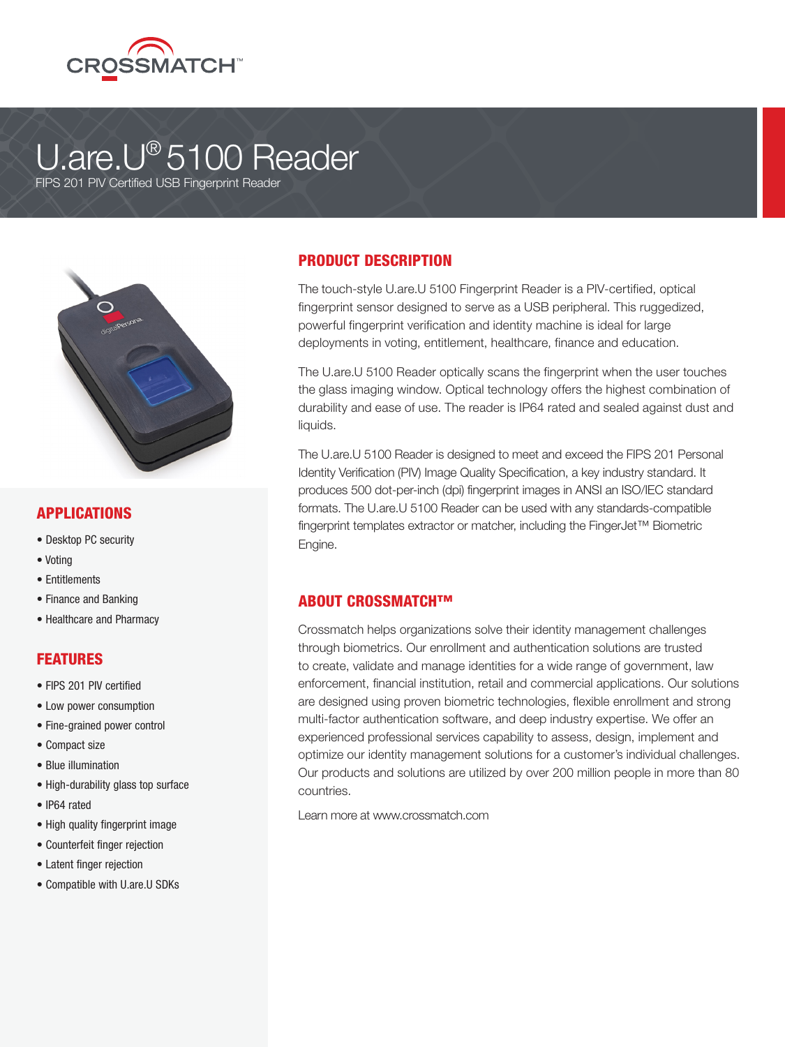CROSSMATCH™

# U.are.U® 5100 Reader

FIPS 201 PIV Certified USB Fingerprint Reader

## PRODUCT DESCRIPTION

The touch-style U.are.U 5100 Fingerprint Reader is a PIV-certified, optical fingerprint sensor designed to serve as a USB peripheral. This ruggedized, powerful fingerprint verification and identity machine is ideal for large deployments in voting, entitlement, healthcare, finance and education.

The U.are.U 5100 Reader optically scans the fingerprint when the user touches the glass imaging window. Optical technology offers the highest combination of durability and ease of use. The reader is IP64 rated and sealed against dust and liquids.

The U.are.U 5100 Reader is designed to meet and exceed the FIPS 201 Personal Identity Verification (PIV) Image Quality Specification, a key industry standard. It produces 500 dot-per-inch (dpi) fingerprint images in ANSI an ISO/IEC standard formats. The U.are.U 5100 Reader can be used with any standards-compatible fingerprint templates extractor or matcher, including the FingerJet™ Biometric Engine.

## APPLICATIONS

- Desktop PC security
- Voting
- Entitlements
- Finance and Banking
- Healthcare and Pharmacy

## FEATURES

- FIPS 201 PIV certified
- Low power consumption
- Fine-grained power control
- Compact size
- Blue illumination
- High-durability glass top surface
- IP64 rated
- High quality fingerprint image
- Counterfeit finger rejection
- Latent finger rejection
- Compatible with U.are.U SDKs

## ABOUT CROSSMATCH™

Crossmatch helps organizations solve their identity management challenges through biometrics. Our enrollment and authentication solutions are trusted to create, validate and manage identities for a wide range of government, law enforcement, financial institution, retail and commercial applications. Our solutions are designed using proven biometric technologies, flexible enrollment and strong multi-factor authentication software, and deep industry expertise. We offer an experienced professional services capability to assess, design, implement and optimize our identity management solutions for a customer's individual challenges. Our products and solutions are utilized by over 200 million people in more than 80 countries.

Learn more at www.crossmatch.com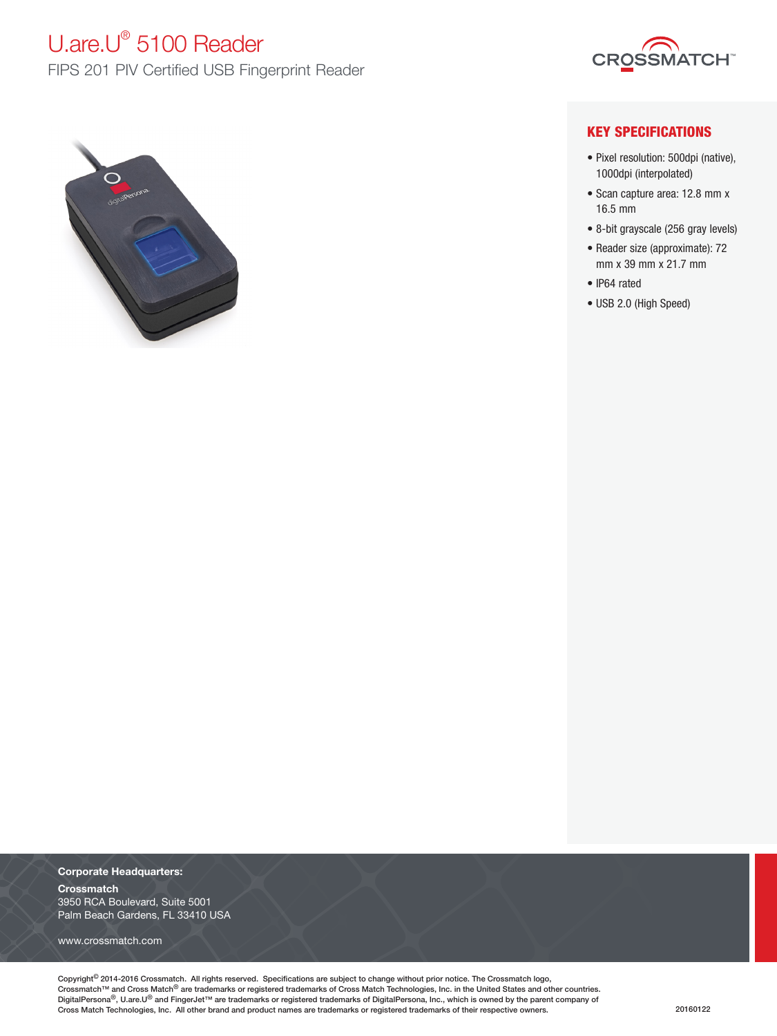# U.are.U® 5100 Reader

FIPS 201 PIV Certified USB Fingerprint Reader

CROSSMATCH™

## KEY SPECIFICATIONS

- Pixel resolution: 500dpi (native), 1000dpi (interpolated)
- Scan capture area: 12.8 mm x 16.5 mm
- 8-bit grayscale (256 gray levels)
- Reader size (approximate): 72 mm x 39 mm x 21.7 mm
- IP64 rated
- USB 2.0 (High Speed)

**Corporate Headquarters:**

**Crossmatch**
3950 RCA Boulevard, Suite 5001
Palm Beach Gardens, FL 33410 USA

www.crossmatch.com

Copyright© 2014-2016 Crossmatch. All rights reserved. Specifications are subject to change without prior notice. The Crossmatch logo, Crossmatch™ and Cross Match® are trademarks or registered trademarks of Cross Match Technologies, Inc. in the United States and other countries. DigitalPersona®, U.are.U® and FingerJet™ are trademarks or registered trademarks of DigitalPersona, Inc., which is owned by the parent company of Cross Match Technologies, Inc. All other brand and product names are trademarks or registered trademarks of their respective owners.

20160122